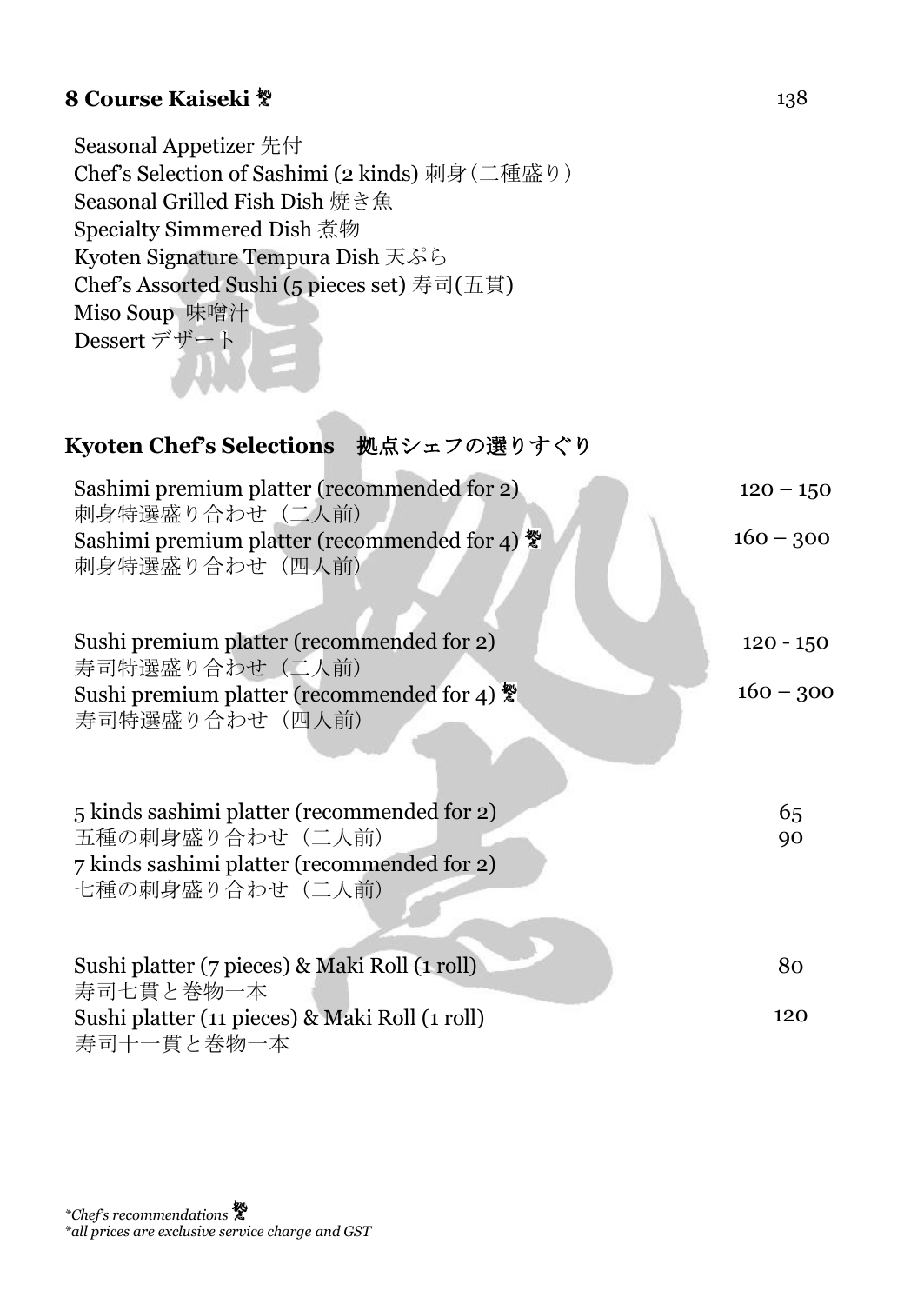## 8 Course Kaiseki 🔖 138

Seasonal Appetizer 先付
Chef's Selection of Sashimi (2 kinds) 刺身（二種盛り）
Seasonal Grilled Fish Dish 焼き魚
Specialty Simmered Dish 煮物
Kyoten Signature Tempura Dish 天ぷら
Chef's Assorted Sushi (5 pieces set) 寿司(五貫)
Miso Soup 味噌汁
Dessert デザート

## Kyoten Chef's Selections　拠点シェフの選りすぐり

| Item | Price |
| --- | --- |
| Sashimi premium platter (recommended for 2)<br>刺身特選盛り合わせ（二人前） | 120 – 150 |
| Sashimi premium platter (recommended for 4) 🔖<br>刺身特選盛り合わせ（四人前） | 160 – 300 |
| Sushi premium platter (recommended for 2)<br>寿司特選盛り合わせ（二人前） | 120 - 150 |
| Sushi premium platter (recommended for 4) 🔖<br>寿司特選盛り合わせ（四人前） | 160 – 300 |
| 5 kinds sashimi platter (recommended for 2)<br>五種の刺身盛り合わせ（二人前） | 65 |
| 7 kinds sashimi platter (recommended for 2)<br>七種の刺身盛り合わせ（二人前） | 90 |
| Sushi platter (7 pieces) & Maki Roll (1 roll)<br>寿司七貫と巻物一本 | 80 |
| Sushi platter (11 pieces) & Maki Roll (1 roll)<br>寿司十一貫と巻物一本 | 120 |

*\*Chef's recommendations* 🔖
*\*all prices are exclusive service charge and GST*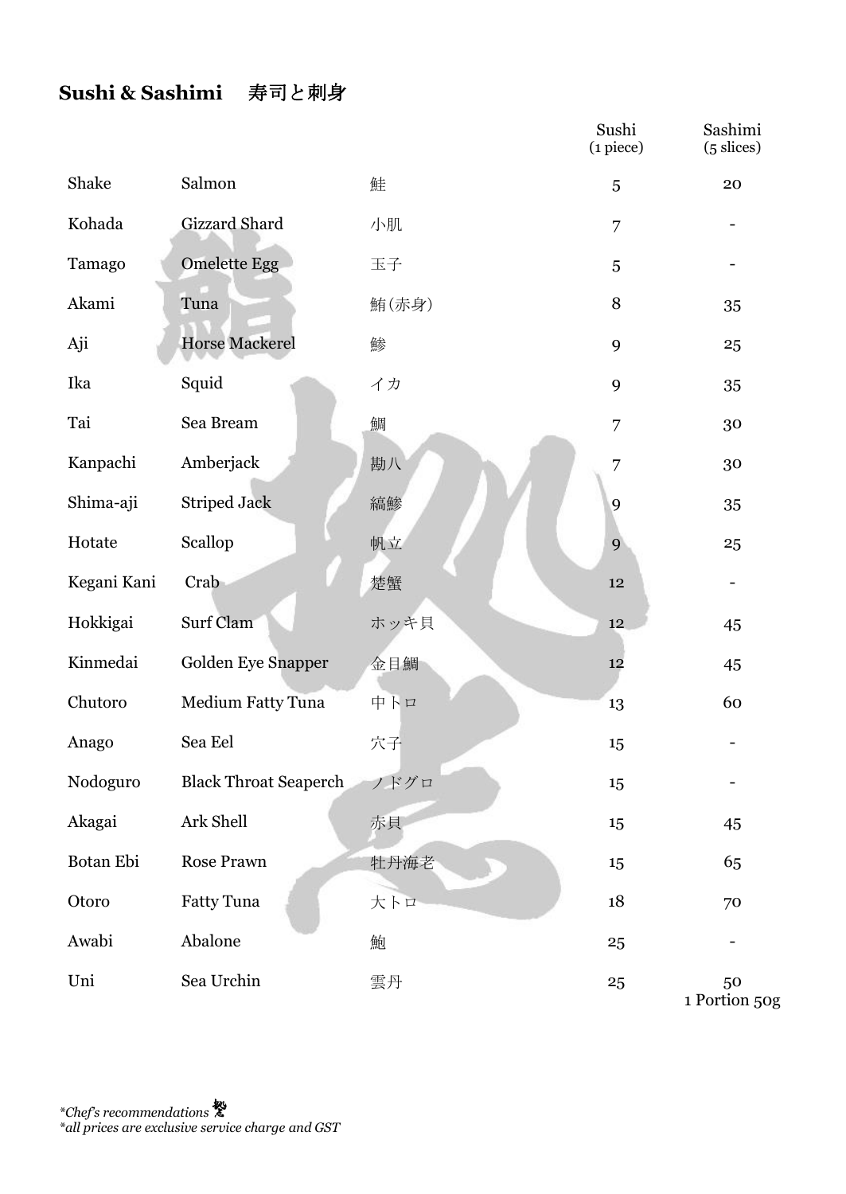## Sushi & Sashimi 寿司と刺身

| | | | Sushi (1 piece) | Sashimi (5 slices) |
|---|---|---|---|---|
| Shake | Salmon | 鮭 | 5 | 20 |
| Kohada | Gizzard Shard | 小肌 | 7 | - |
| Tamago | Omelette Egg | 玉子 | 5 | - |
| Akami | Tuna | 鮪(赤身) | 8 | 35 |
| Aji | Horse Mackerel | 鯵 | 9 | 25 |
| Ika | Squid | イカ | 9 | 35 |
| Tai | Sea Bream | 鯛 | 7 | 30 |
| Kanpachi | Amberjack | 勘八 | 7 | 30 |
| Shima-aji | Striped Jack | 縞鯵 | 9 | 35 |
| Hotate | Scallop | 帆立 | 9 | 25 |
| Kegani Kani | Crab | 楚蟹 | 12 | - |
| Hokkigai | Surf Clam | ホッキ貝 | 12 | 45 |
| Kinmedai | Golden Eye Snapper | 金目鯛 | 12 | 45 |
| Chutoro | Medium Fatty Tuna | 中トロ | 13 | 60 |
| Anago | Sea Eel | 穴子 | 15 | - |
| Nodoguro | Black Throat Seaperch | ノドグロ | 15 | - |
| Akagai | Ark Shell | 赤貝 | 15 | 45 |
| Botan Ebi | Rose Prawn | 牡丹海老 | 15 | 65 |
| Otoro | Fatty Tuna | 大トロ | 18 | 70 |
| Awabi | Abalone | 鮑 | 25 | - |
| Uni | Sea Urchin | 雲丹 | 25 | 50 1 Portion 50g |

*\*Chef's recommendations*

*\*all prices are exclusive service charge and GST*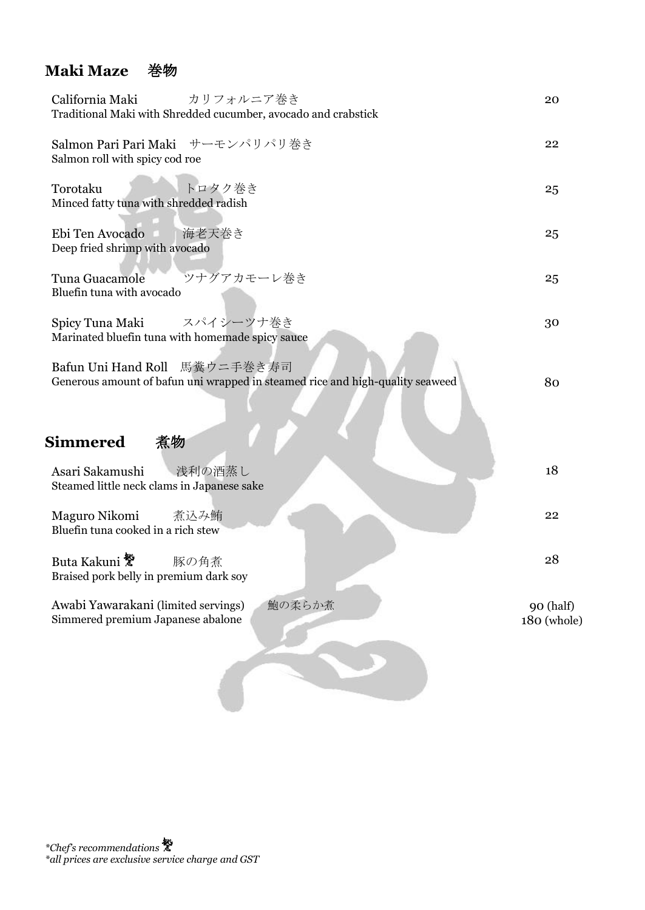## Maki Maze 巻物

California Maki カリフォルニア巻き — 20
Traditional Maki with Shredded cucumber, avocado and crabstick

Salmon Pari Pari Maki サーモンパリパリ巻き — 22
Salmon roll with spicy cod roe

Torotaku トロタク巻き — 25
Minced fatty tuna with shredded radish

Ebi Ten Avocado 海老天巻き — 25
Deep fried shrimp with avocado

Tuna Guacamole ツナグアカモーレ巻き — 25
Bluefin tuna with avocado

Spicy Tuna Maki スパイシーツナ巻き — 30
Marinated bluefin tuna with homemade spicy sauce

Bafun Uni Hand Roll 馬糞ウニ手巻き寿司 — 80
Generous amount of bafun uni wrapped in steamed rice and high-quality seaweed

## Simmered 煮物

Asari Sakamushi 浅利の酒蒸し — 18
Steamed little neck clams in Japanese sake

Maguro Nikomi 煮込み鮪 — 22
Bluefin tuna cooked in a rich stew

Buta Kakuni 鰹 豚の角煮 — 28
Braised pork belly in premium dark soy

Awabi Yawarakani (limited servings) 鮑の柔らか煮 — 90 (half) / 180 (whole)
Simmered premium Japanese abalone

*Chef's recommendations* 鰹
*all prices are exclusive service charge and GST*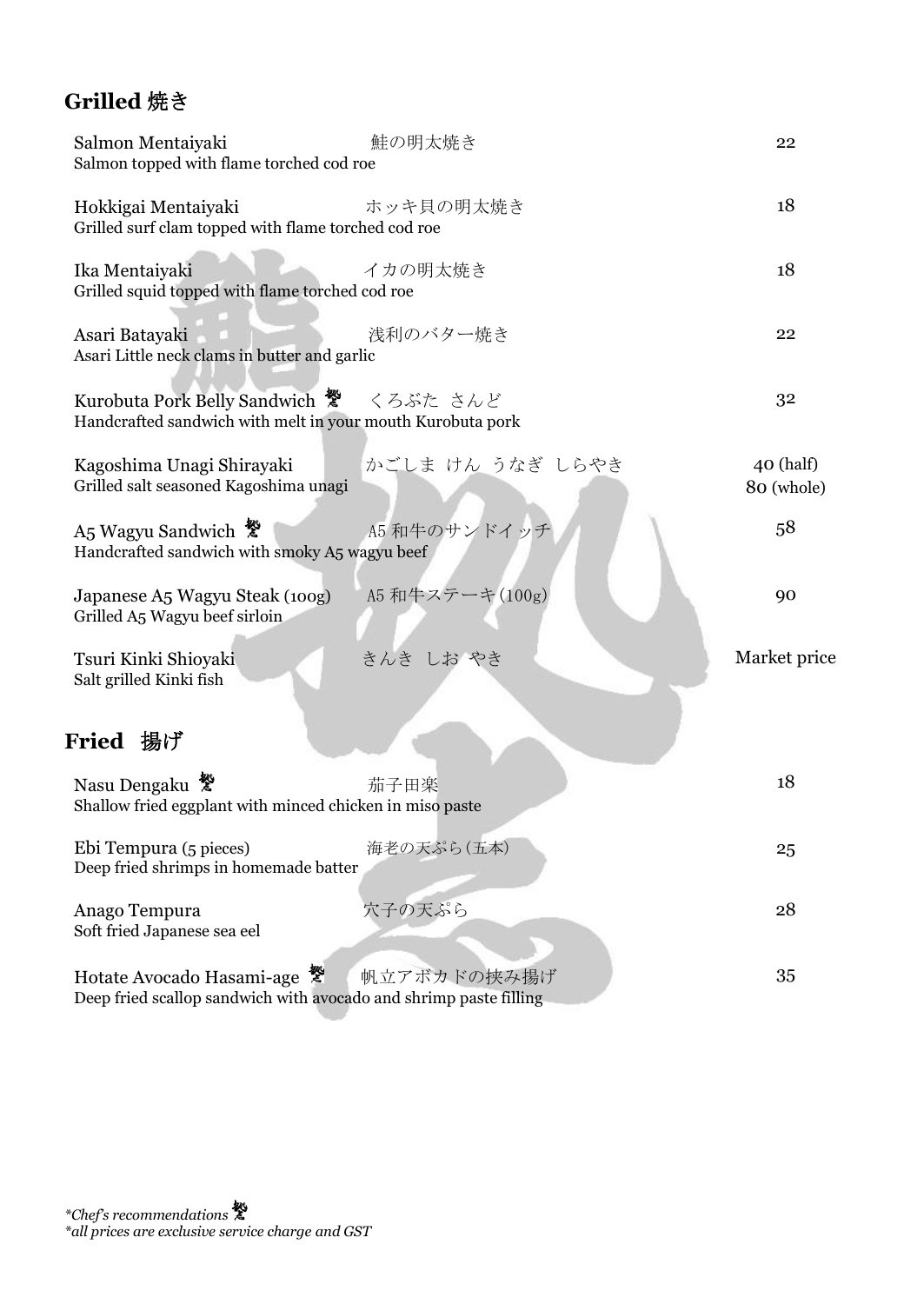## Grilled 焼き

| Item | Japanese | Price |
|---|---|---|
| Salmon Mentaiyaki<br>Salmon topped with flame torched cod roe | 鮭の明太焼き | 22 |
| Hokkigai Mentaiyaki<br>Grilled surf clam topped with flame torched cod roe | ホッキ貝の明太焼き | 18 |
| Ika Mentaiyaki<br>Grilled squid topped with flame torched cod roe | イカの明太焼き | 18 |
| Asari Batayaki<br>Asari Little neck clams in butter and garlic | 浅利のバター焼き | 22 |
| Kurobuta Pork Belly Sandwich 鮨<br>Handcrafted sandwich with melt in your mouth Kurobuta pork | くろぶた さんど | 32 |
| Kagoshima Unagi Shirayaki<br>Grilled salt seasoned Kagoshima unagi | かごしま けん うなぎ しらやき | 40 (half)<br>80 (whole) |
| A5 Wagyu Sandwich 鮨<br>Handcrafted sandwich with smoky A5 wagyu beef | A5 和牛のサンドイッチ | 58 |
| Japanese A5 Wagyu Steak (100g)<br>Grilled A5 Wagyu beef sirloin | A5 和牛ステーキ(100g) | 90 |
| Tsuri Kinki Shioyaki<br>Salt grilled Kinki fish | きんき しお やき | Market price |

## Fried 揚げ

| Item | Japanese | Price |
|---|---|---|
| Nasu Dengaku 鮨<br>Shallow fried eggplant with minced chicken in miso paste | 茄子田楽 | 18 |
| Ebi Tempura (5 pieces)<br>Deep fried shrimps in homemade batter | 海老の天ぷら(五本) | 25 |
| Anago Tempura<br>Soft fried Japanese sea eel | 穴子の天ぷら | 28 |
| Hotate Avocado Hasami-age 鮨<br>Deep fried scallop sandwich with avocado and shrimp paste filling | 帆立アボカドの挟み揚げ | 35 |

*\*Chef's recommendations 鮨*
*\*all prices are exclusive service charge and GST*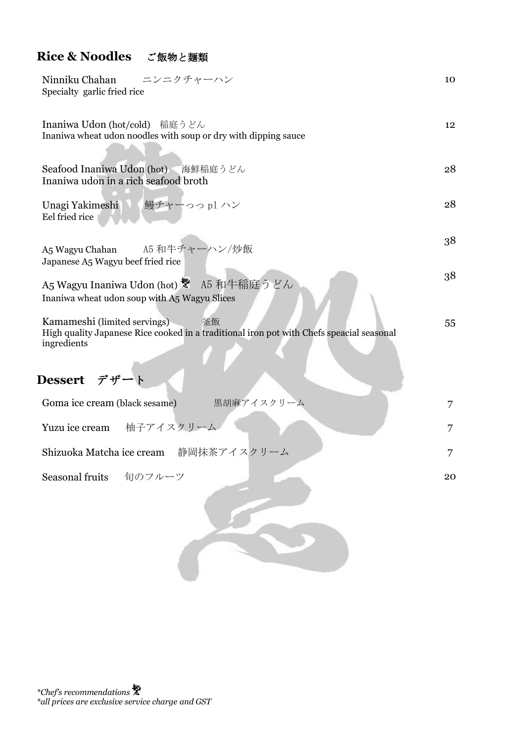## Rice & Noodles　ご飯物と麺類

| | |
|---|---|
| Ninniku Chahan　ニンニクチャーハン<br>Specialty garlic fried rice | 10 |
| Inaniwa Udon (hot/cold)　稲庭うどん<br>Inaniwa wheat udon noodles with soup or dry with dipping sauce | 12 |
| Seafood Inaniwa Udon (hot)　海鮮稲庭うどん<br>Inaniwa udon in a rich seafood broth | 28 |
| Unagi Yakimeshi　鰻チャーっっ pl ハン<br>Eel fried rice | 28 |
| A5 Wagyu Chahan　A5 和牛チャーハン/炒飯<br>Japanese A5 Wagyu beef fried rice | 38 |
| A5 Wagyu Inaniwa Udon (hot) 魁　A5 和牛稲庭うどん<br>Inaniwa wheat udon soup with A5 Wagyu Slices | 38 |
| Kamameshi (limited servings)　釜飯<br>High quality Japanese Rice cooked in a traditional iron pot with Chefs speacial seasonal ingredients | 55 |

## Dessert　デザート

| | |
|---|---|
| Goma ice cream (black sesame)　黒胡麻アイスクリーム | 7 |
| Yuzu ice cream　柚子アイスクリーム | 7 |
| Shizuoka Matcha ice cream　静岡抹茶アイスクリーム | 7 |
| Seasonal fruits　旬のフルーツ | 20 |

*\*Chef's recommendations* 魁

*\*all prices are exclusive service charge and GST*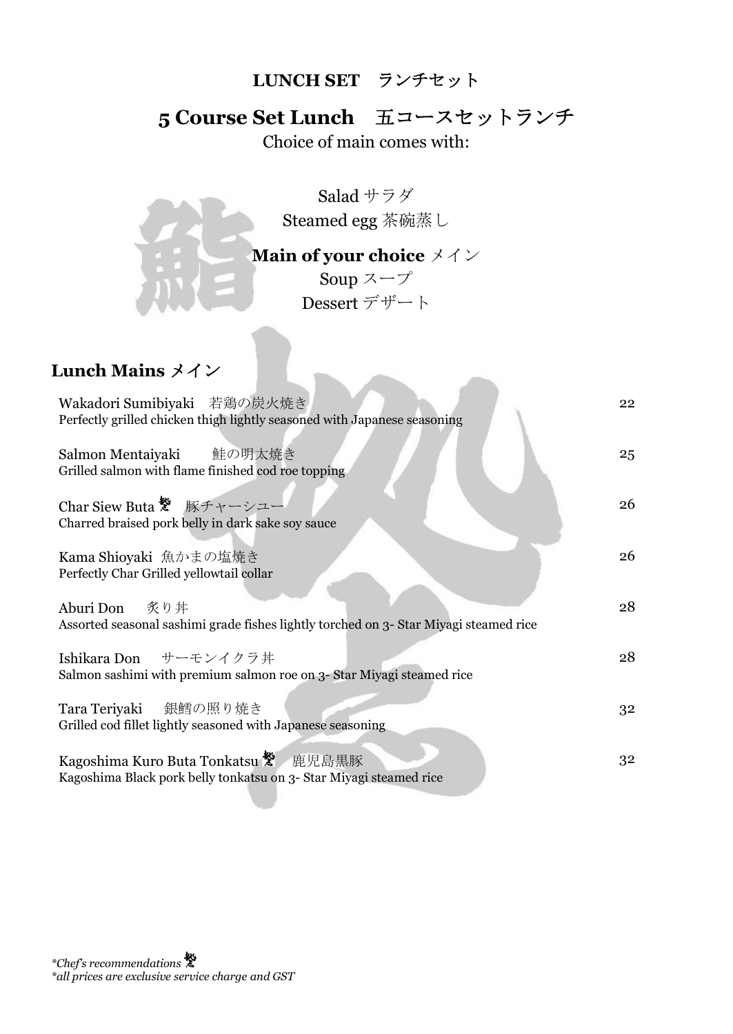**LUNCH SET ランチセット**

## 5 Course Set Lunch 五コースセットランチ

Choice of main comes with:

Salad サラダ
Steamed egg 茶碗蒸し
**Main of your choice** メイン
Soup スープ
Dessert デザート

## Lunch Mains メイン

Wakadori Sumibiyaki 若鶏の炭火焼き — 22
Perfectly grilled chicken thigh lightly seasoned with Japanese seasoning

Salmon Mentaiyaki 鮭の明太焼き — 25
Grilled salmon with flame finished cod roe topping

Char Siew Buta 豚チャーシュー — 26
Charred braised pork belly in dark sake soy sauce

Kama Shioyaki 魚かまの塩焼き — 26
Perfectly Char Grilled yellowtail collar

Aburi Don 炙り丼 — 28
Assorted seasonal sashimi grade fishes lightly torched on 3- Star Miyagi steamed rice

Ishikara Don サーモンイクラ丼 — 28
Salmon sashimi with premium salmon roe on 3- Star Miyagi steamed rice

Tara Teriyaki 銀鱈の照り焼き — 32
Grilled cod fillet lightly seasoned with Japanese seasoning

Kagoshima Kuro Buta Tonkatsu 鹿児島黒豚 — 32
Kagoshima Black pork belly tonkatsu on 3- Star Miyagi steamed rice

*\*Chef's recommendations*
*\*all prices are exclusive service charge and GST*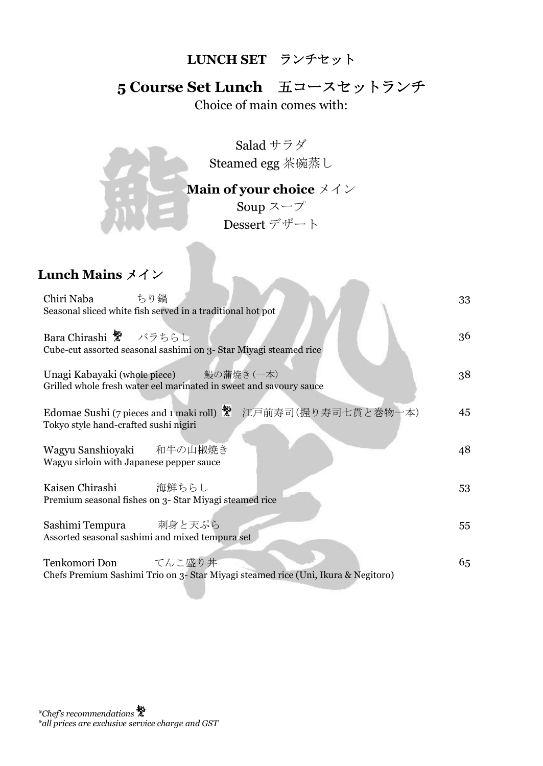**LUNCH SET　ランチセット**

## 5 Course Set Lunch　五コースセットランチ

Choice of main comes with:

Salad サラダ

Steamed egg 茶碗蒸し

**Main of your choice** メイン

Soup スープ

Dessert デザート

## Lunch Mains メイン

| Item | Price |
|---|---|
| Chiri Naba　ちり鍋<br>Seasonal sliced white fish served in a traditional hot pot | 33 |
| Bara Chirashi *　バラちらし<br>Cube-cut assorted seasonal sashimi on 3- Star Miyagi steamed rice | 36 |
| Unagi Kabayaki (whole piece)　鰻の蒲焼き(一本)<br>Grilled whole fresh water eel marinated in sweet and savoury sauce | 38 |
| Edomae Sushi (7 pieces and 1 maki roll) *　江戸前寿司(握り寿司七貫と巻物一本)<br>Tokyo style hand-crafted sushi nigiri | 45 |
| Wagyu Sanshioyaki　和牛の山椒焼き<br>Wagyu sirloin with Japanese pepper sauce | 48 |
| Kaisen Chirashi　海鮮ちらし<br>Premium seasonal fishes on 3- Star Miyagi steamed rice | 53 |
| Sashimi Tempura　刺身と天ぷら<br>Assorted seasonal sashimi and mixed tempura set | 55 |
| Tenkomori Don　てんこ盛り丼<br>Chefs Premium Sashimi Trio on 3- Star Miyagi steamed rice (Uni, Ikura & Negitoro) | 65 |

*\*Chef's recommendations*

*\*all prices are exclusive service charge and GST*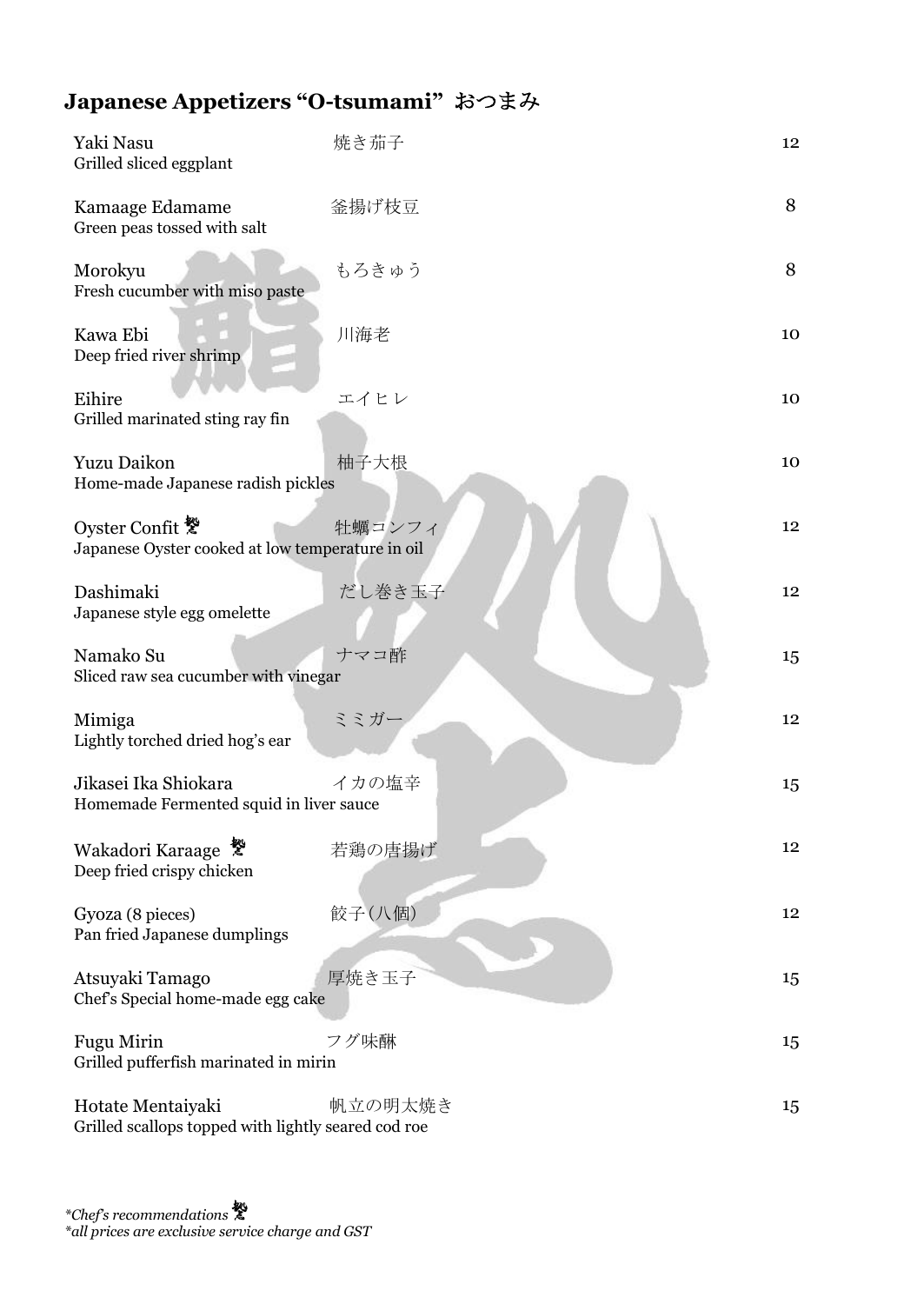## Japanese Appetizers "O-tsumami" おつまみ

| Item | Japanese | Price |
|---|---|---|
| Yaki Nasu<br>Grilled sliced eggplant | 焼き茄子 | 12 |
| Kamaage Edamame<br>Green peas tossed with salt | 釜揚げ枝豆 | 8 |
| Morokyu<br>Fresh cucumber with miso paste | もろきゅう | 8 |
| Kawa Ebi<br>Deep fried river shrimp | 川海老 | 10 |
| Eihire<br>Grilled marinated sting ray fin | エイヒレ | 10 |
| Yuzu Daikon<br>Home-made Japanese radish pickles | 柚子大根 | 10 |
| Oyster Confit 鮨<br>Japanese Oyster cooked at low temperature in oil | 牡蠣コンフィ | 12 |
| Dashimaki<br>Japanese style egg omelette | だし巻き玉子 | 12 |
| Namako Su<br>Sliced raw sea cucumber with vinegar | ナマコ酢 | 15 |
| Mimiga<br>Lightly torched dried hog's ear | ミミガー | 12 |
| Jikasei Ika Shiokara<br>Homemade Fermented squid in liver sauce | イカの塩辛 | 15 |
| Wakadori Karaage 鮨<br>Deep fried crispy chicken | 若鶏の唐揚げ | 12 |
| Gyoza (8 pieces)<br>Pan fried Japanese dumplings | 餃子(八個) | 12 |
| Atsuyaki Tamago<br>Chef's Special home-made egg cake | 厚焼き玉子 | 15 |
| Fugu Mirin<br>Grilled pufferfish marinated in mirin | フグ味醂 | 15 |
| Hotate Mentaiyaki<br>Grilled scallops topped with lightly seared cod roe | 帆立の明太焼き | 15 |

*\*Chef's recommendations 鮨*
*\*all prices are exclusive service charge and GST*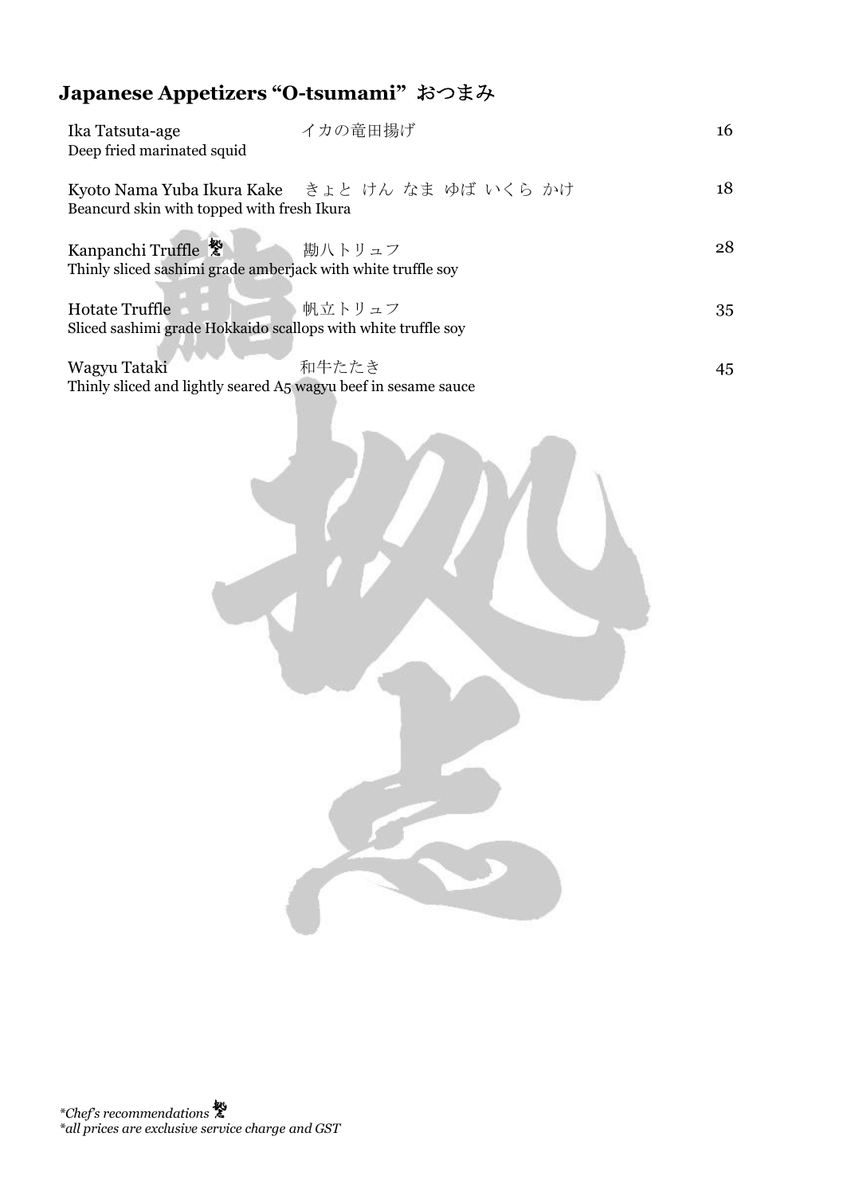## Japanese Appetizers "O-tsumami" おつまみ

| | | |
|---|---|---|
| Ika Tatsuta-age イカの竜田揚げ<br>Deep fried marinated squid | | 16 |
| Kyoto Nama Yuba Ikura Kake きょと けん なま ゆば いくら かけ<br>Beancurd skin with topped with fresh Ikura | | 18 |
| Kanpanchi Truffle 勘八トリュフ<br>Thinly sliced sashimi grade amberjack with white truffle soy | | 28 |
| Hotate Truffle 帆立トリュフ<br>Sliced sashimi grade Hokkaido scallops with white truffle soy | | 35 |
| Wagyu Tataki 和牛たたき<br>Thinly sliced and lightly seared A5 wagyu beef in sesame sauce | | 45 |

*\*Chef's recommendations*
*\*all prices are exclusive service charge and GST*